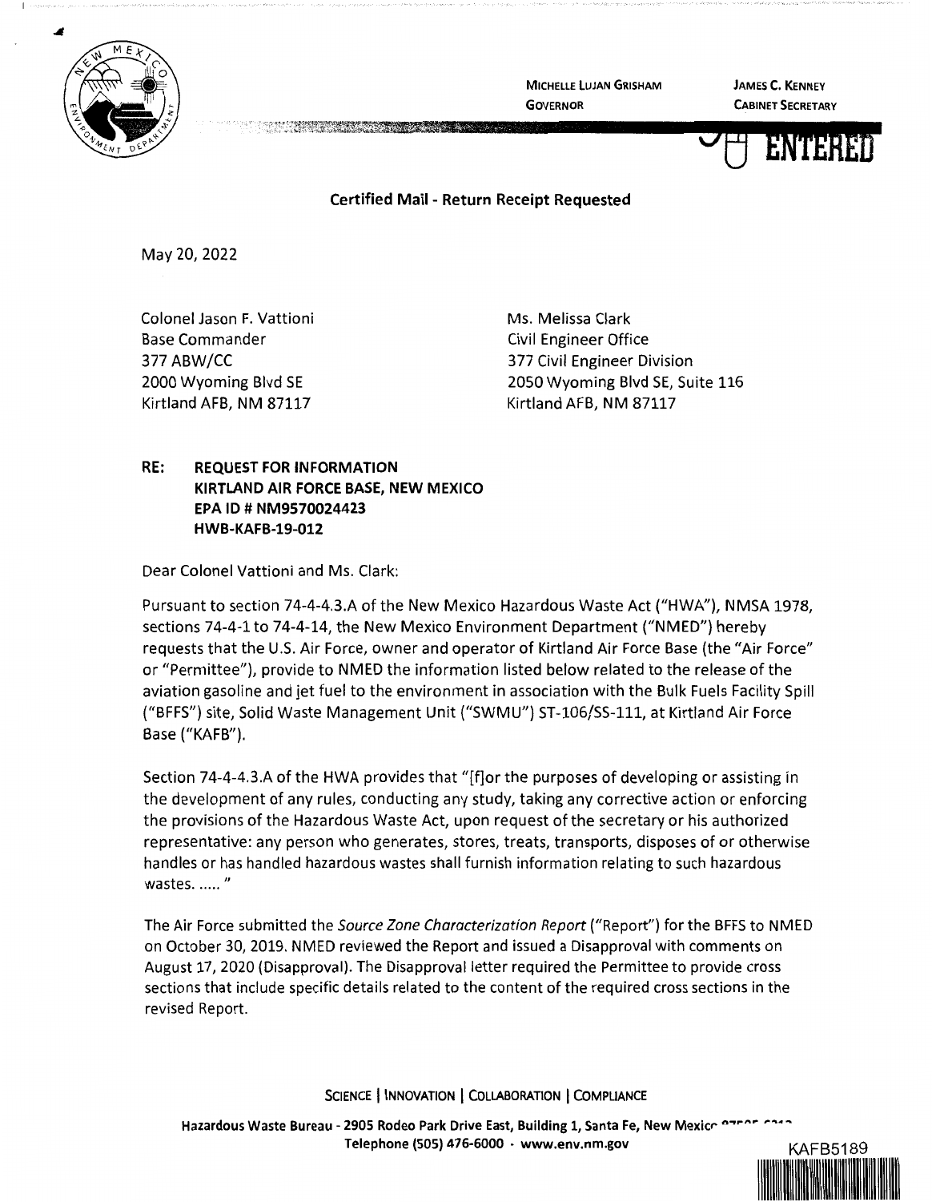MICHELLE LUJAN GRISHAM
GOVERNOR

JAMES C. KENNEY
CABINET SECRETARY

ENTERED

**Certified Mail - Return Receipt Requested**

May 20, 2022

Colonel Jason F. Vattioni
Base Commander
377 ABW/CC
2000 Wyoming Blvd SE
Kirtland AFB, NM 87117

Ms. Melissa Clark
Civil Engineer Office
377 Civil Engineer Division
2050 Wyoming Blvd SE, Suite 116
Kirtland AFB, NM 87117

**RE: REQUEST FOR INFORMATION**
**KIRTLAND AIR FORCE BASE, NEW MEXICO**
**EPA ID # NM9570024423**
**HWB-KAFB-19-012**

Dear Colonel Vattioni and Ms. Clark:

Pursuant to section 74-4-4.3.A of the New Mexico Hazardous Waste Act ("HWA"), NMSA 1978, sections 74-4-1 to 74-4-14, the New Mexico Environment Department ("NMED") hereby requests that the U.S. Air Force, owner and operator of Kirtland Air Force Base (the "Air Force" or "Permittee"), provide to NMED the information listed below related to the release of the aviation gasoline and jet fuel to the environment in association with the Bulk Fuels Facility Spill ("BFFS") site, Solid Waste Management Unit ("SWMU") ST-106/SS-111, at Kirtland Air Force Base ("KAFB").

Section 74-4-4.3.A of the HWA provides that "[f]or the purposes of developing or assisting in the development of any rules, conducting any study, taking any corrective action or enforcing the provisions of the Hazardous Waste Act, upon request of the secretary or his authorized representative: any person who generates, stores, treats, transports, disposes of or otherwise handles or has handled hazardous wastes shall furnish information relating to such hazardous wastes. ..... "

The Air Force submitted the *Source Zone Characterization Report* ("Report") for the BFFS to NMED on October 30, 2019. NMED reviewed the Report and issued a Disapproval with comments on August 17, 2020 (Disapproval). The Disapproval letter required the Permittee to provide cross sections that include specific details related to the content of the required cross sections in the revised Report.

SCIENCE | INNOVATION | COLLABORATION | COMPLIANCE

Hazardous Waste Bureau - 2905 Rodeo Park Drive East, Building 1, Santa Fe, New Mexico 87505-6313
Telephone (505) 476-6000 · www.env.nm.gov

KAFB5189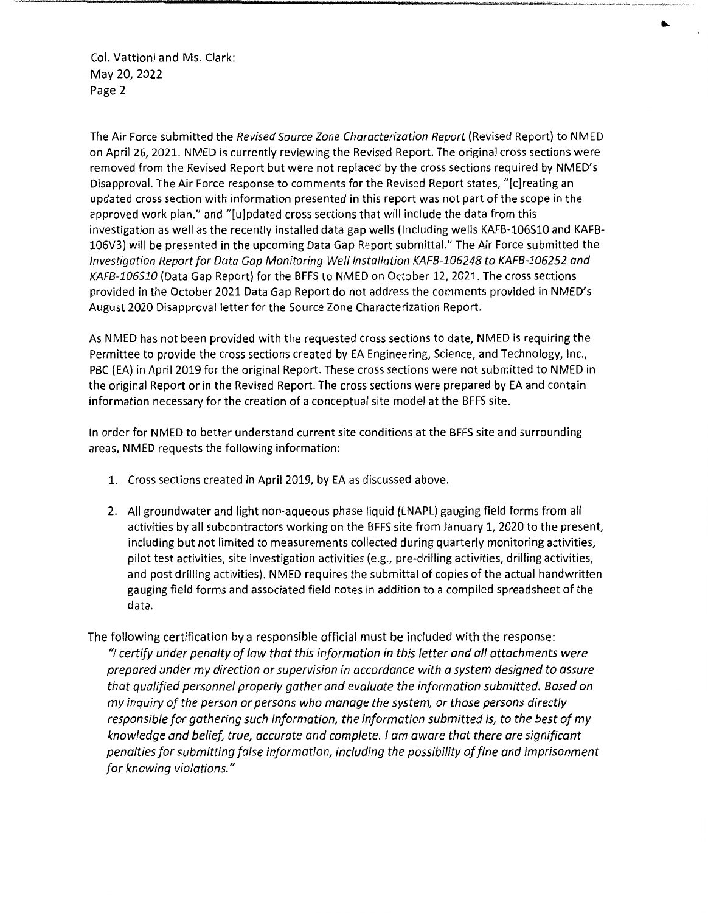The Air Force submitted the *Revised Source Zone Characterization Report* (Revised Report) to NMED on April 26, 2021. NMED is currently reviewing the Revised Report. The original cross sections were removed from the Revised Report but were not replaced by the cross sections required by NMED's Disapproval. The Air Force response to comments for the Revised Report states, "[c]reating an updated cross section with information presented in this report was not part of the scope in the approved work plan." and "[u]pdated cross sections that will include the data from this investigation as well as the recently installed data gap wells (including wells KAFB-106S10 and KAFB-106V3) will be presented in the upcoming Data Gap Report submittal." The Air Force submitted the *Investigation Report for Data Gap Monitoring Well Installation KAFB-106248 to KAFB-106252 and KAFB-106S10* (Data Gap Report) for the BFFS to NMED on October 12, 2021. The cross sections provided in the October 2021 Data Gap Report do not address the comments provided in NMED's August 2020 Disapproval letter for the Source Zone Characterization Report.

As NMED has not been provided with the requested cross sections to date, NMED is requiring the Permittee to provide the cross sections created by EA Engineering, Science, and Technology, Inc., PBC (EA) in April 2019 for the original Report. These cross sections were not submitted to NMED in the original Report or in the Revised Report. The cross sections were prepared by EA and contain information necessary for the creation of a conceptual site model at the BFFS site.

In order for NMED to better understand current site conditions at the BFFS site and surrounding areas, NMED requests the following information:

1. Cross sections created in April 2019, by EA as discussed above.
2. All groundwater and light non-aqueous phase liquid (LNAPL) gauging field forms from all activities by all subcontractors working on the BFFS site from January 1, 2020 to the present, including but not limited to measurements collected during quarterly monitoring activities, pilot test activities, site investigation activities (e.g., pre-drilling activities, drilling activities, and post drilling activities). NMED requires the submittal of copies of the actual handwritten gauging field forms and associated field notes in addition to a compiled spreadsheet of the data.

The following certification by a responsible official must be included with the response:

*"I certify under penalty of law that this information in this letter and all attachments were prepared under my direction or supervision in accordance with a system designed to assure that qualified personnel properly gather and evaluate the information submitted. Based on my inquiry of the person or persons who manage the system, or those persons directly responsible for gathering such information, the information submitted is, to the best of my knowledge and belief, true, accurate and complete. I am aware that there are significant penalties for submitting false information, including the possibility of fine and imprisonment for knowing violations."*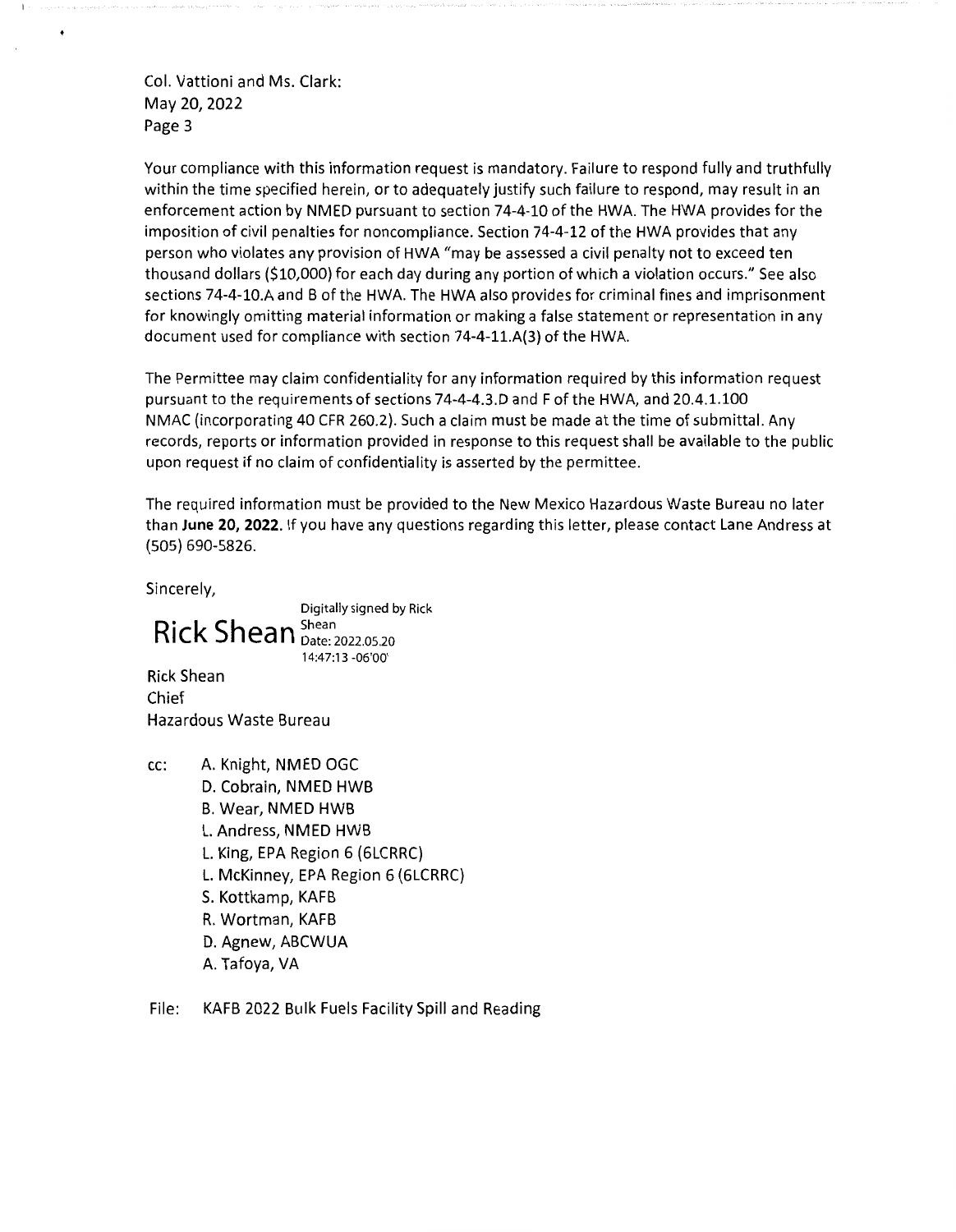Your compliance with this information request is mandatory. Failure to respond fully and truthfully within the time specified herein, or to adequately justify such failure to respond, may result in an enforcement action by NMED pursuant to section 74-4-10 of the HWA. The HWA provides for the imposition of civil penalties for noncompliance. Section 74-4-12 of the HWA provides that any person who violates any provision of HWA "may be assessed a civil penalty not to exceed ten thousand dollars ($10,000) for each day during any portion of which a violation occurs." See also sections 74-4-10.A and B of the HWA. The HWA also provides for criminal fines and imprisonment for knowingly omitting material information or making a false statement or representation in any document used for compliance with section 74-4-11.A(3) of the HWA.

The Permittee may claim confidentiality for any information required by this information request pursuant to the requirements of sections 74-4-4.3.D and F of the HWA, and 20.4.1.100 NMAC (incorporating 40 CFR 260.2). Such a claim must be made at the time of submittal. Any records, reports or information provided in response to this request shall be available to the public upon request if no claim of confidentiality is asserted by the permittee.

The required information must be provided to the New Mexico Hazardous Waste Bureau no later than **June 20, 2022.** If you have any questions regarding this letter, please contact Lane Andress at (505) 690-5826.

Sincerely,

Rick Shean
Digitally signed by Rick Shean
Date: 2022.05.20 14:47:13 -06'00'

Rick Shean
Chief
Hazardous Waste Bureau

cc:
A. Knight, NMED OGC
D. Cobrain, NMED HWB
B. Wear, NMED HWB
L. Andress, NMED HWB
L. King, EPA Region 6 (6LCRRC)
L. McKinney, EPA Region 6 (6LCRRC)
S. Kottkamp, KAFB
R. Wortman, KAFB
D. Agnew, ABCWUA
A. Tafoya, VA

File: KAFB 2022 Bulk Fuels Facility Spill and Reading